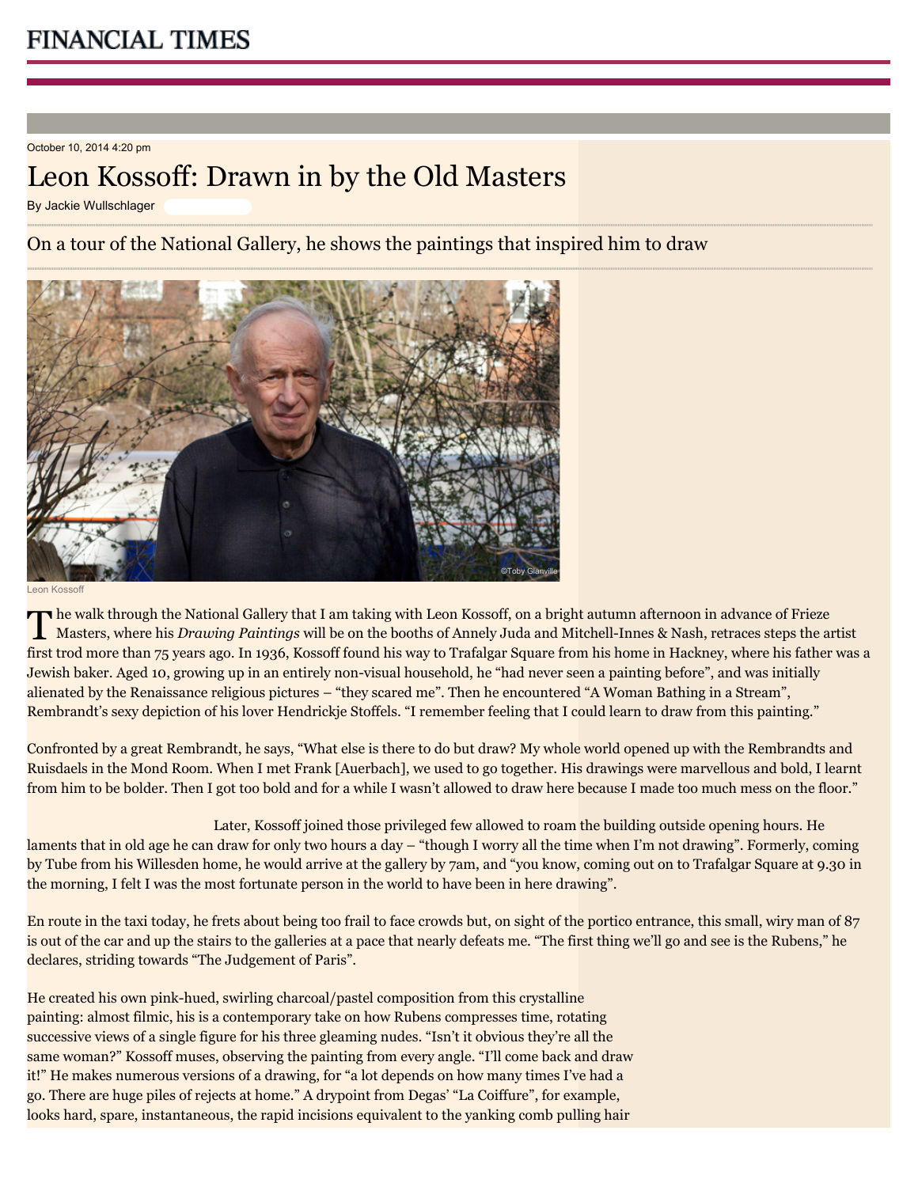FINANCIAL TIMES

October 10, 2014 4:20 pm

# Leon Kossoff: Drawn in by the Old Masters

By Jackie Wullschlager

## On a tour of the National Gallery, he shows the paintings that inspired him to draw

©Toby Glanville

Leon Kossoff

The walk through the National Gallery that I am taking with Leon Kossoff, on a bright autumn afternoon in advance of Frieze Masters, where his *Drawing Paintings* will be on the booths of Annely Juda and Mitchell-Innes & Nash, retraces steps the artist first trod more than 75 years ago. In 1936, Kossoff found his way to Trafalgar Square from his home in Hackney, where his father was a Jewish baker. Aged 10, growing up in an entirely non-visual household, he "had never seen a painting before", and was initially alienated by the Renaissance religious pictures – "they scared me". Then he encountered "A Woman Bathing in a Stream", Rembrandt's sexy depiction of his lover Hendrickje Stoffels. "I remember feeling that I could learn to draw from this painting."

Confronted by a great Rembrandt, he says, "What else is there to do but draw? My whole world opened up with the Rembrandts and Ruisdaels in the Mond Room. When I met Frank [Auerbach], we used to go together. His drawings were marvellous and bold, I learnt from him to be bolder. Then I got too bold and for a while I wasn't allowed to draw here because I made too much mess on the floor."

Later, Kossoff joined those privileged few allowed to roam the building outside opening hours. He laments that in old age he can draw for only two hours a day – "though I worry all the time when I'm not drawing". Formerly, coming by Tube from his Willesden home, he would arrive at the gallery by 7am, and "you know, coming out on to Trafalgar Square at 9.30 in the morning, I felt I was the most fortunate person in the world to have been in here drawing".

En route in the taxi today, he frets about being too frail to face crowds but, on sight of the portico entrance, this small, wiry man of 87 is out of the car and up the stairs to the galleries at a pace that nearly defeats me. "The first thing we'll go and see is the Rubens," he declares, striding towards "The Judgement of Paris".

He created his own pink-hued, swirling charcoal/pastel composition from this crystalline painting: almost filmic, his is a contemporary take on how Rubens compresses time, rotating successive views of a single figure for his three gleaming nudes. "Isn't it obvious they're all the same woman?" Kossoff muses, observing the painting from every angle. "I'll come back and draw it!" He makes numerous versions of a drawing, for "a lot depends on how many times I've had a go. There are huge piles of rejects at home." A drypoint from Degas' "La Coiffure", for example, looks hard, spare, instantaneous, the rapid incisions equivalent to the yanking comb pulling hair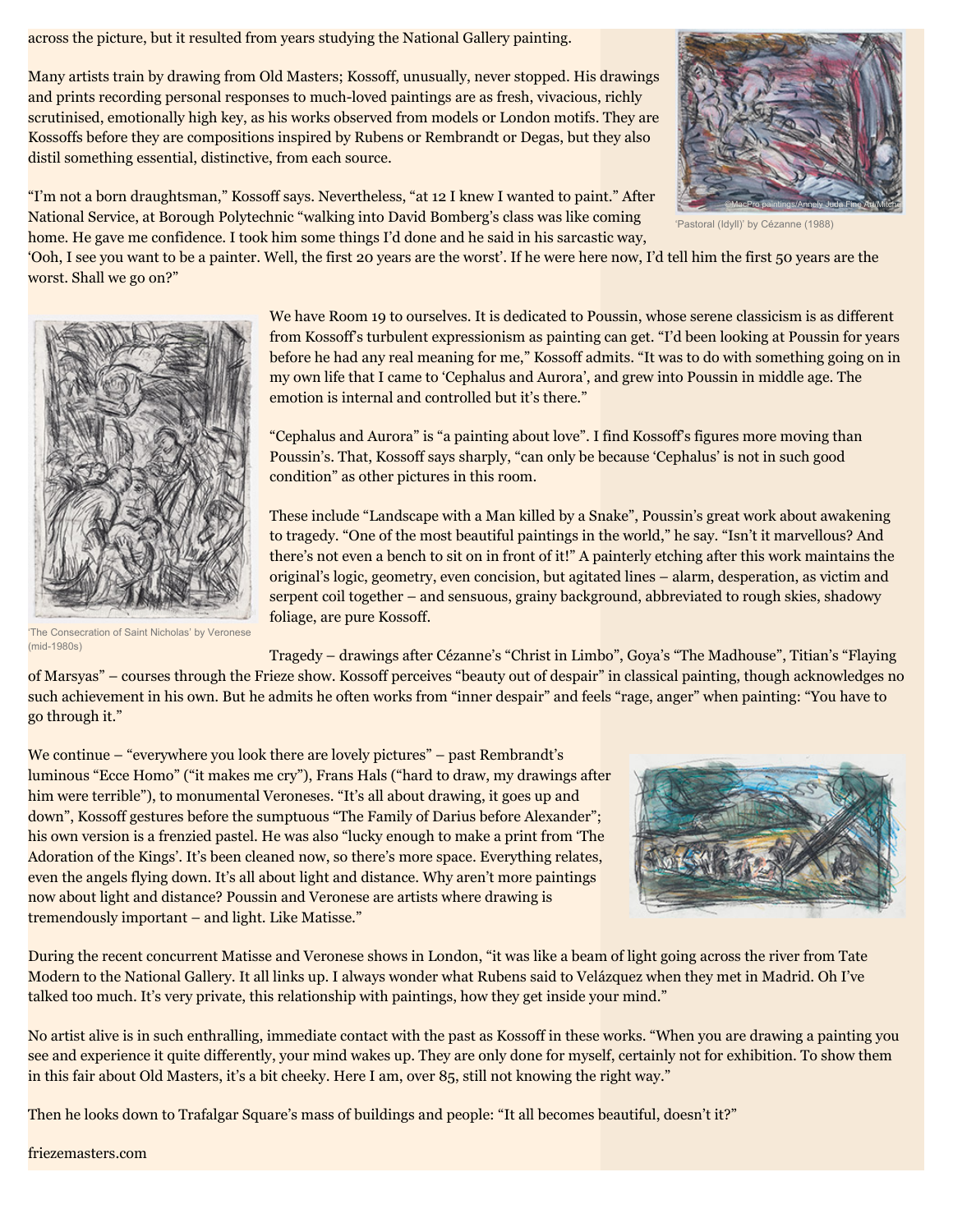across the picture, but it resulted from years studying the National Gallery painting.

Many artists train by drawing from Old Masters; Kossoff, unusually, never stopped. His drawings and prints recording personal responses to much-loved paintings are as fresh, vivacious, richly scrutinised, emotionally high key, as his works observed from models or London motifs. They are Kossoffs before they are compositions inspired by Rubens or Rembrandt or Degas, but they also distil something essential, distinctive, from each source.

'Pastoral (Idyll)' by Cézanne (1988)

"I'm not a born draughtsman," Kossoff says. Nevertheless, "at 12 I knew I wanted to paint." After National Service, at Borough Polytechnic "walking into David Bomberg's class was like coming home. He gave me confidence. I took him some things I'd done and he said in his sarcastic way, 'Ooh, I see you want to be a painter. Well, the first 20 years are the worst'. If he were here now, I'd tell him the first 50 years are the worst. Shall we go on?"

We have Room 19 to ourselves. It is dedicated to Poussin, whose serene classicism is as different from Kossoff's turbulent expressionism as painting can get. "I'd been looking at Poussin for years before he had any real meaning for me," Kossoff admits. "It was to do with something going on in my own life that I came to 'Cephalus and Aurora', and grew into Poussin in middle age. The emotion is internal and controlled but it's there."

"Cephalus and Aurora" is "a painting about love". I find Kossoff's figures more moving than Poussin's. That, Kossoff says sharply, "can only be because 'Cephalus' is not in such good condition" as other pictures in this room.

These include "Landscape with a Man killed by a Snake", Poussin's great work about awakening to tragedy. "One of the most beautiful paintings in the world," he say. "Isn't it marvellous? And there's not even a bench to sit on in front of it!" A painterly etching after this work maintains the original's logic, geometry, even concision, but agitated lines – alarm, desperation, as victim and serpent coil together – and sensuous, grainy background, abbreviated to rough skies, shadowy foliage, are pure Kossoff.

'The Consecration of Saint Nicholas' by Veronese (mid-1980s)

Tragedy – drawings after Cézanne's "Christ in Limbo", Goya's "The Madhouse", Titian's "Flaying of Marsyas" – courses through the Frieze show. Kossoff perceives "beauty out of despair" in classical painting, though acknowledges no such achievement in his own. But he admits he often works from "inner despair" and feels "rage, anger" when painting: "You have to go through it."

We continue – "everywhere you look there are lovely pictures" – past Rembrandt's luminous "Ecce Homo" ("it makes me cry"), Frans Hals ("hard to draw, my drawings after him were terrible"), to monumental Veroneses. "It's all about drawing, it goes up and down", Kossoff gestures before the sumptuous "The Family of Darius before Alexander"; his own version is a frenzied pastel. He was also "lucky enough to make a print from 'The Adoration of the Kings'. It's been cleaned now, so there's more space. Everything relates, even the angels flying down. It's all about light and distance. Why aren't more paintings now about light and distance? Poussin and Veronese are artists where drawing is tremendously important – and light. Like Matisse."

During the recent concurrent Matisse and Veronese shows in London, "it was like a beam of light going across the river from Tate Modern to the National Gallery. It all links up. I always wonder what Rubens said to Velázquez when they met in Madrid. Oh I've talked too much. It's very private, this relationship with paintings, how they get inside your mind."

No artist alive is in such enthralling, immediate contact with the past as Kossoff in these works. "When you are drawing a painting you see and experience it quite differently, your mind wakes up. They are only done for myself, certainly not for exhibition. To show them in this fair about Old Masters, it's a bit cheeky. Here I am, over 85, still not knowing the right way."

Then he looks down to Trafalgar Square's mass of buildings and people: "It all becomes beautiful, doesn't it?"

friezemasters.com